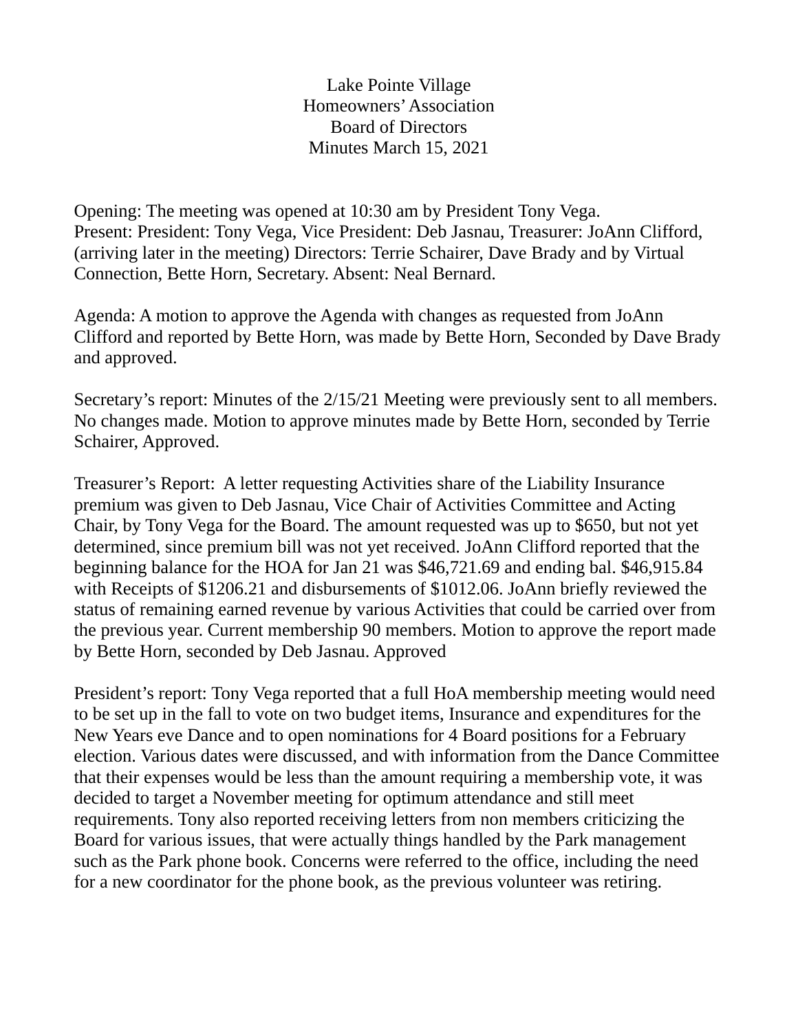# Lake Pointe Village
## Homeowners' Association
## Board of Directors
## Minutes March 15, 2021

Opening: The meeting was opened at 10:30 am by President Tony Vega.
Present: President: Tony Vega, Vice President: Deb Jasnau, Treasurer: JoAnn Clifford, (arriving later in the meeting) Directors: Terrie Schairer, Dave Brady and by Virtual Connection, Bette Horn, Secretary. Absent: Neal Bernard.

Agenda: A motion to approve the Agenda with changes as requested from JoAnn Clifford and reported by Bette Horn, was made by Bette Horn, Seconded by Dave Brady and approved.

Secretary's report: Minutes of the 2/15/21 Meeting were previously sent to all members. No changes made. Motion to approve minutes made by Bette Horn, seconded by Terrie Schairer, Approved.

Treasurer's Report: A letter requesting Activities share of the Liability Insurance premium was given to Deb Jasnau, Vice Chair of Activities Committee and Acting Chair, by Tony Vega for the Board. The amount requested was up to $650, but not yet determined, since premium bill was not yet received. JoAnn Clifford reported that the beginning balance for the HOA for Jan 21 was $46,721.69 and ending bal. $46,915.84 with Receipts of $1206.21 and disbursements of $1012.06. JoAnn briefly reviewed the status of remaining earned revenue by various Activities that could be carried over from the previous year. Current membership 90 members. Motion to approve the report made by Bette Horn, seconded by Deb Jasnau. Approved

President's report: Tony Vega reported that a full HoA membership meeting would need to be set up in the fall to vote on two budget items, Insurance and expenditures for the New Years eve Dance and to open nominations for 4 Board positions for a February election. Various dates were discussed, and with information from the Dance Committee that their expenses would be less than the amount requiring a membership vote, it was decided to target a November meeting for optimum attendance and still meet requirements. Tony also reported receiving letters from non members criticizing the Board for various issues, that were actually things handled by the Park management such as the Park phone book. Concerns were referred to the office, including the need for a new coordinator for the phone book, as the previous volunteer was retiring.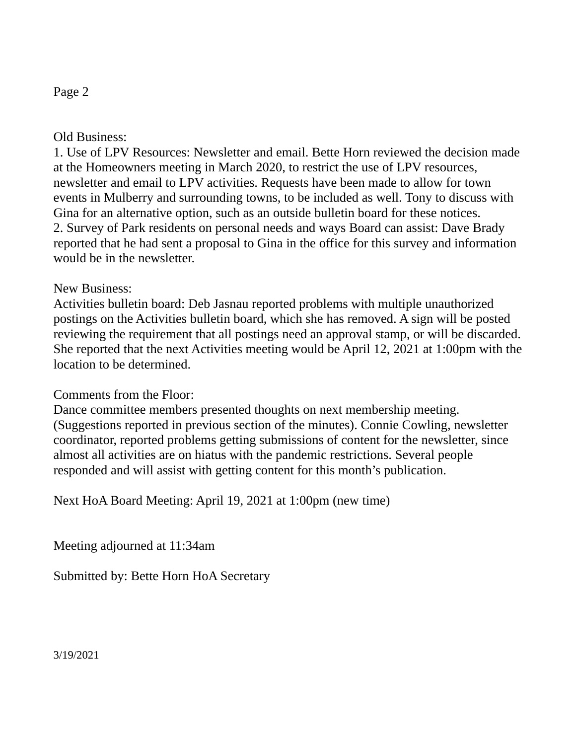Old Business:

1. Use of LPV Resources: Newsletter and email. Bette Horn reviewed the decision made at the Homeowners meeting in March 2020, to restrict the use of LPV resources, newsletter and email to LPV activities. Requests have been made to allow for town events in Mulberry and surrounding towns, to be included as well. Tony to discuss with Gina for an alternative option, such as an outside bulletin board for these notices.
2. Survey of Park residents on personal needs and ways Board can assist: Dave Brady reported that he had sent a proposal to Gina in the office for this survey and information would be in the newsletter.

New Business:

Activities bulletin board: Deb Jasnau reported problems with multiple unauthorized postings on the Activities bulletin board, which she has removed. A sign will be posted reviewing the requirement that all postings need an approval stamp, or will be discarded. She reported that the next Activities meeting would be April 12, 2021 at 1:00pm with the location to be determined.

Comments from the Floor:

Dance committee members presented thoughts on next membership meeting. (Suggestions reported in previous section of the minutes). Connie Cowling, newsletter coordinator, reported problems getting submissions of content for the newsletter, since almost all activities are on hiatus with the pandemic restrictions. Several people responded and will assist with getting content for this month's publication.

Next HoA Board Meeting: April 19, 2021 at 1:00pm (new time)

Meeting adjourned at 11:34am

Submitted by: Bette Horn HoA Secretary

3/19/2021